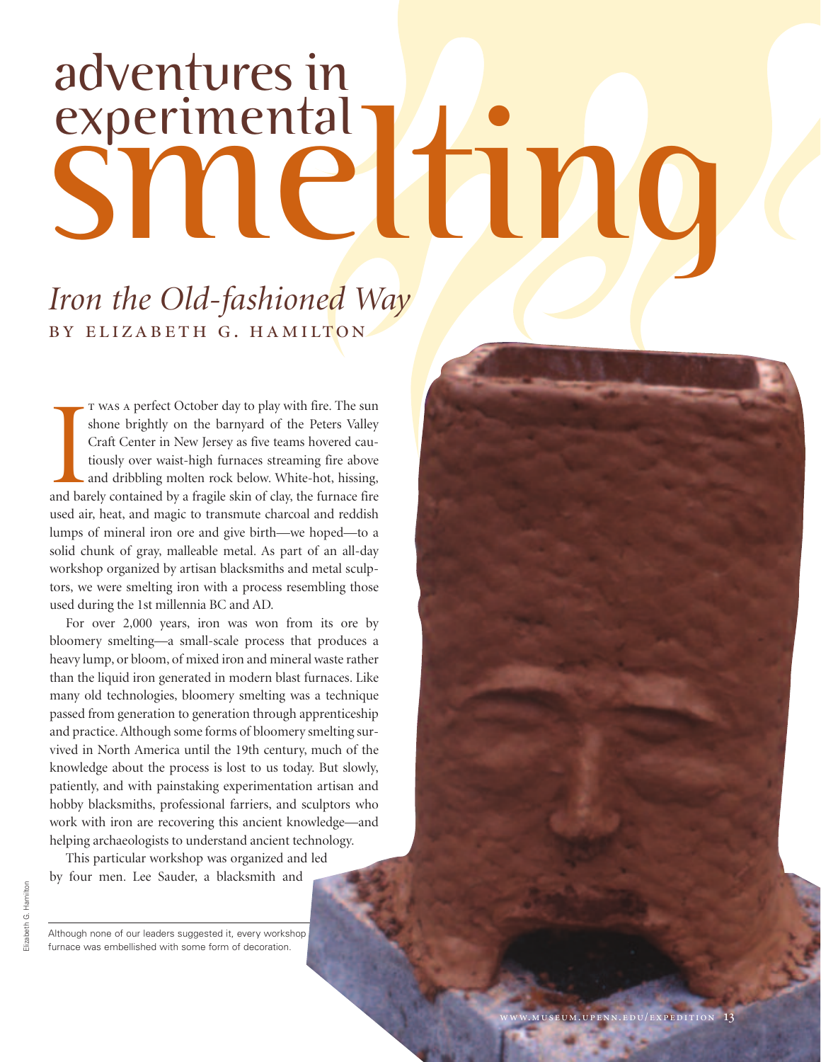# adventures in experimental smelting

## *Iron the Old-fashioned Way*

BY ELIZABETH G. HAMILTON

It was a perfect October day to play with fire. The sun shone brightly on the barnyard of the Peters Valley Craft Center in New Jersey as five teams hovered cautiously over waist-high furnaces streaming fire above and dribbling molten rock below. White-hot, hissing, and barely contained by a fragile skin of clay, the furnace fire used air, heat, and magic to transmute charcoal and reddish lumps of mineral iron ore and give birth—we hoped—to a solid chunk of gray, malleable metal. As part of an all-day workshop organized by artisan blacksmiths and metal sculptors, we were smelting iron with a process resembling those used during the 1st millennia BC and AD.

For over 2,000 years, iron was won from its ore by bloomery smelting—a small-scale process that produces a heavy lump, or bloom, of mixed iron and mineral waste rather than the liquid iron generated in modern blast furnaces. Like many old technologies, bloomery smelting was a technique passed from generation to generation through apprenticeship and practice. Although some forms of bloomery smelting survived in North America until the 19th century, much of the knowledge about the process is lost to us today. But slowly, patiently, and with painstaking experimentation artisan and hobby blacksmiths, professional farriers, and sculptors who work with iron are recovering this ancient knowledge—and helping archaeologists to understand ancient technology.

This particular workshop was organized and led by four men. Lee Sauder, a blacksmith and

Although none of our leaders suggested it, every workshop furnace was embellished with some form of decoration.

Elizabeth G. Hamilton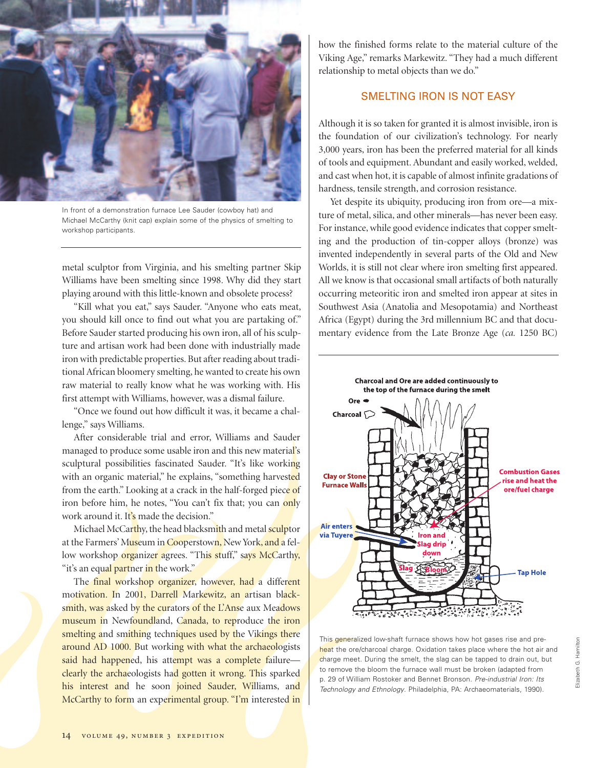In front of a demonstration furnace Lee Sauder (cowboy hat) and Michael McCarthy (knit cap) explain some of the physics of smelting to workshop participants.

metal sculptor from Virginia, and his smelting partner Skip Williams have been smelting since 1998. Why did they start playing around with this little-known and obsolete process?

"Kill what you eat," says Sauder. "Anyone who eats meat, you should kill once to find out what you are partaking of." Before Sauder started producing his own iron, all of his sculpture and artisan work had been done with industrially made iron with predictable properties. But after reading about traditional African bloomery smelting, he wanted to create his own raw material to really know what he was working with. His first attempt with Williams, however, was a dismal failure.

"Once we found out how difficult it was, it became a challenge," says Williams.

After considerable trial and error, Williams and Sauder managed to produce some usable iron and this new material's sculptural possibilities fascinated Sauder. "It's like working with an organic material," he explains, "something harvested from the earth." Looking at a crack in the half-forged piece of iron before him, he notes, "You can't fix that; you can only work around it. It's made the decision."

Michael McCarthy, the head blacksmith and metal sculptor at the Farmers' Museum in Cooperstown, New York, and a fellow workshop organizer agrees. "This stuff," says McCarthy, "it's an equal partner in the work."

The final workshop organizer, however, had a different motivation. In 2001, Darrell Markewitz, an artisan blacksmith, was asked by the curators of the L'Anse aux Meadows museum in Newfoundland, Canada, to reproduce the iron smelting and smithing techniques used by the Vikings there around AD 1000. But working with what the archaeologists said had happened, his attempt was a complete failure—clearly the archaeologists had gotten it wrong. This sparked his interest and he soon joined Sauder, Williams, and McCarthy to form an experimental group. "I'm interested in how the finished forms relate to the material culture of the Viking Age," remarks Markewitz. "They had a much different relationship to metal objects than we do."

## SMELTING IRON IS NOT EASY

Although it is so taken for granted it is almost invisible, iron is the foundation of our civilization's technology. For nearly 3,000 years, iron has been the preferred material for all kinds of tools and equipment. Abundant and easily worked, welded, and cast when hot, it is capable of almost infinite gradations of hardness, tensile strength, and corrosion resistance.

Yet despite its ubiquity, producing iron from ore—a mixture of metal, silica, and other minerals—has never been easy. For instance, while good evidence indicates that copper smelting and the production of tin-copper alloys (bronze) was invented independently in several parts of the Old and New Worlds, it is still not clear where iron smelting first appeared. All we know is that occasional small artifacts of both naturally occurring meteoritic iron and smelted iron appear at sites in Southwest Asia (Anatolia and Mesopotamia) and Northeast Africa (Egypt) during the 3rd millennium BC and that documentary evidence from the Late Bronze Age (*ca.* 1250 BC)

Charcoal and Ore are added continuously to the top of the furnace during the smelt

Ore

Charcoal

Clay or Stone Furnace Walls

Combustion Gases rise and heat the ore/fuel charge

Air enters via Tuyere

Iron and Slag drip down

Slag

Bloom

Tap Hole

This generalized low-shaft furnace shows how hot gases rise and preheat the ore/charcoal charge. Oxidation takes place where the hot air and charge meet. During the smelt, the slag can be tapped to drain out, but to remove the bloom the furnace wall must be broken (adapted from p. 29 of William Rostoker and Bennet Bronson. *Pre-industrial Iron: Its Technology and Ethnology*. Philadelphia, PA: Archaeomaterials, 1990).

Elizabeth G. Hamilton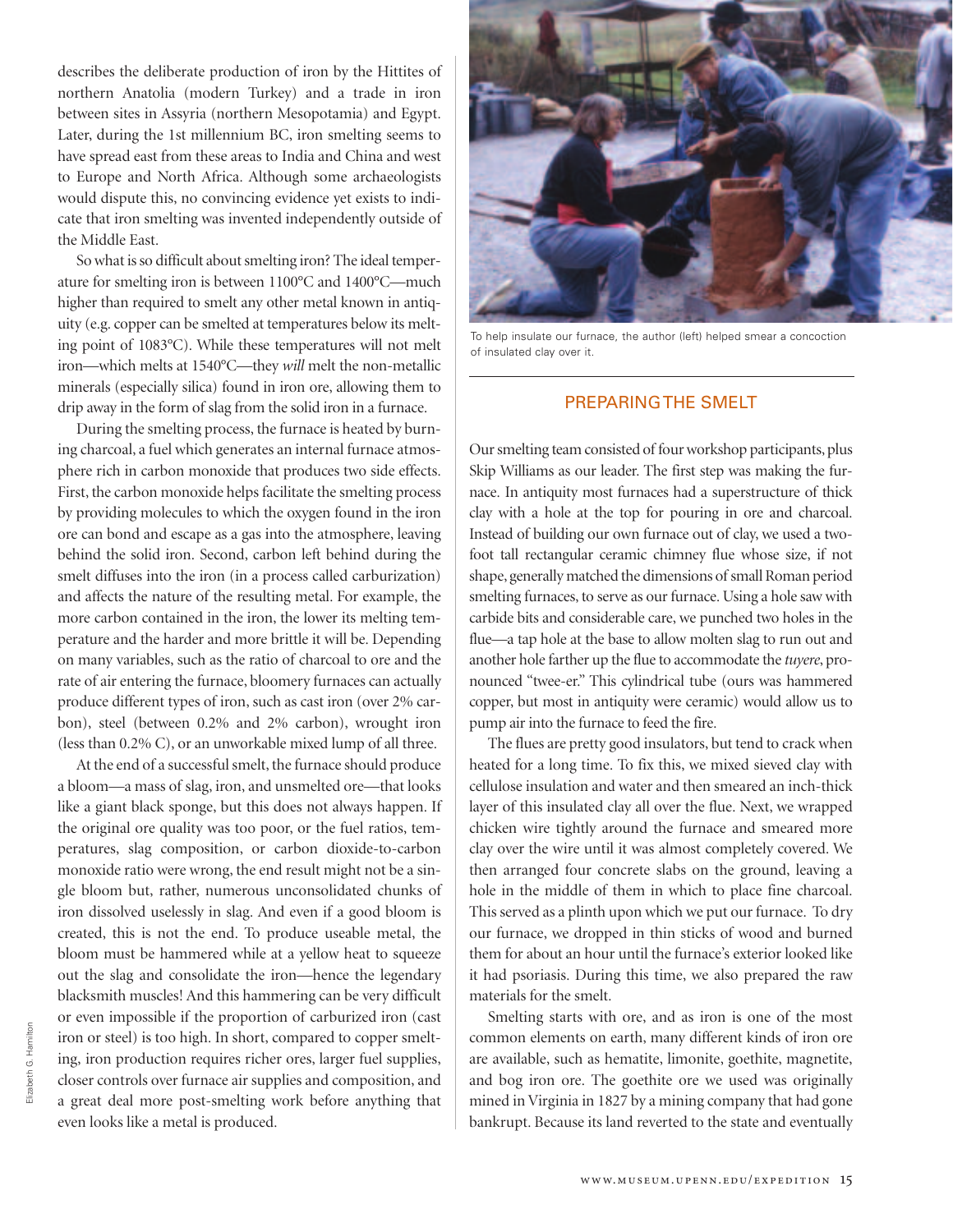describes the deliberate production of iron by the Hittites of northern Anatolia (modern Turkey) and a trade in iron between sites in Assyria (northern Mesopotamia) and Egypt. Later, during the 1st millennium BC, iron smelting seems to have spread east from these areas to India and China and west to Europe and North Africa. Although some archaeologists would dispute this, no convincing evidence yet exists to indicate that iron smelting was invented independently outside of the Middle East.

So what is so difficult about smelting iron? The ideal temperature for smelting iron is between 1100°C and 1400°C—much higher than required to smelt any other metal known in antiquity (e.g. copper can be smelted at temperatures below its melting point of 1083°C). While these temperatures will not melt iron—which melts at 1540°C—they *will* melt the non-metallic minerals (especially silica) found in iron ore, allowing them to drip away in the form of slag from the solid iron in a furnace.

During the smelting process, the furnace is heated by burning charcoal, a fuel which generates an internal furnace atmosphere rich in carbon monoxide that produces two side effects. First, the carbon monoxide helps facilitate the smelting process by providing molecules to which the oxygen found in the iron ore can bond and escape as a gas into the atmosphere, leaving behind the solid iron. Second, carbon left behind during the smelt diffuses into the iron (in a process called carburization) and affects the nature of the resulting metal. For example, the more carbon contained in the iron, the lower its melting temperature and the harder and more brittle it will be. Depending on many variables, such as the ratio of charcoal to ore and the rate of air entering the furnace, bloomery furnaces can actually produce different types of iron, such as cast iron (over 2% carbon), steel (between 0.2% and 2% carbon), wrought iron (less than 0.2% C), or an unworkable mixed lump of all three.

At the end of a successful smelt, the furnace should produce a bloom—a mass of slag, iron, and unsmelted ore—that looks like a giant black sponge, but this does not always happen. If the original ore quality was too poor, or the fuel ratios, temperatures, slag composition, or carbon dioxide-to-carbon monoxide ratio were wrong, the end result might not be a single bloom but, rather, numerous unconsolidated chunks of iron dissolved uselessly in slag. And even if a good bloom is created, this is not the end. To produce useable metal, the bloom must be hammered while at a yellow heat to squeeze out the slag and consolidate the iron—hence the legendary blacksmith muscles! And this hammering can be very difficult or even impossible if the proportion of carburized iron (cast iron or steel) is too high. In short, compared to copper smelting, iron production requires richer ores, larger fuel supplies, closer controls over furnace air supplies and composition, and a great deal more post-smelting work before anything that even looks like a metal is produced.

Elizabeth G. Hamilton

To help insulate our furnace, the author (left) helped smear a concoction of insulated clay over it.

## PREPARING THE SMELT

Our smelting team consisted of four workshop participants, plus Skip Williams as our leader. The first step was making the furnace. In antiquity most furnaces had a superstructure of thick clay with a hole at the top for pouring in ore and charcoal. Instead of building our own furnace out of clay, we used a two-foot tall rectangular ceramic chimney flue whose size, if not shape, generally matched the dimensions of small Roman period smelting furnaces, to serve as our furnace. Using a hole saw with carbide bits and considerable care, we punched two holes in the flue—a tap hole at the base to allow molten slag to run out and another hole farther up the flue to accommodate the *tuyere*, pronounced "twee-er." This cylindrical tube (ours was hammered copper, but most in antiquity were ceramic) would allow us to pump air into the furnace to feed the fire.

The flues are pretty good insulators, but tend to crack when heated for a long time. To fix this, we mixed sieved clay with cellulose insulation and water and then smeared an inch-thick layer of this insulated clay all over the flue. Next, we wrapped chicken wire tightly around the furnace and smeared more clay over the wire until it was almost completely covered. We then arranged four concrete slabs on the ground, leaving a hole in the middle of them in which to place fine charcoal. This served as a plinth upon which we put our furnace. To dry our furnace, we dropped in thin sticks of wood and burned them for about an hour until the furnace's exterior looked like it had psoriasis. During this time, we also prepared the raw materials for the smelt.

Smelting starts with ore, and as iron is one of the most common elements on earth, many different kinds of iron ore are available, such as hematite, limonite, goethite, magnetite, and bog iron ore. The goethite ore we used was originally mined in Virginia in 1827 by a mining company that had gone bankrupt. Because its land reverted to the state and eventually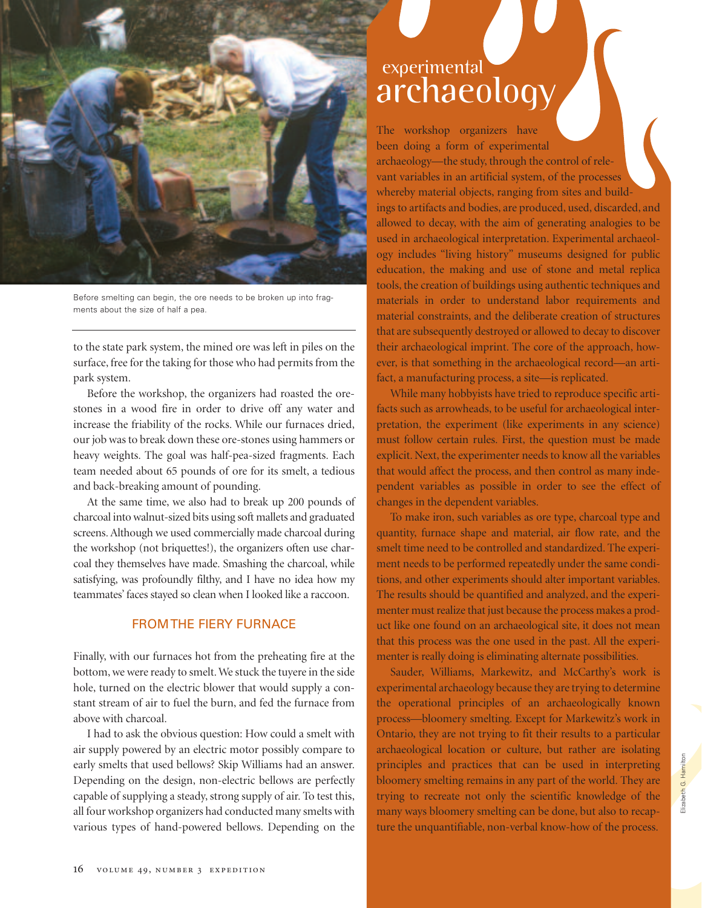Before smelting can begin, the ore needs to be broken up into fragments about the size of half a pea.

to the state park system, the mined ore was left in piles on the surface, free for the taking for those who had permits from the park system.

Before the workshop, the organizers had roasted the ore-stones in a wood fire in order to drive off any water and increase the friability of the rocks. While our furnaces dried, our job was to break down these ore-stones using hammers or heavy weights. The goal was half-pea-sized fragments. Each team needed about 65 pounds of ore for its smelt, a tedious and back-breaking amount of pounding.

At the same time, we also had to break up 200 pounds of charcoal into walnut-sized bits using soft mallets and graduated screens. Although we used commercially made charcoal during the workshop (not briquettes!), the organizers often use charcoal they themselves have made. Smashing the charcoal, while satisfying, was profoundly filthy, and I have no idea how my teammates' faces stayed so clean when I looked like a raccoon.

## FROM THE FIERY FURNACE

Finally, with our furnaces hot from the preheating fire at the bottom, we were ready to smelt. We stuck the tuyere in the side hole, turned on the electric blower that would supply a constant stream of air to fuel the burn, and fed the furnace from above with charcoal.

I had to ask the obvious question: How could a smelt with air supply powered by an electric motor possibly compare to early smelts that used bellows? Skip Williams had an answer. Depending on the design, non-electric bellows are perfectly capable of supplying a steady, strong supply of air. To test this, all four workshop organizers had conducted many smelts with various types of hand-powered bellows. Depending on the

## experimental archaeology

The workshop organizers have been doing a form of experimental archaeology—the study, through the control of relevant variables in an artificial system, of the processes whereby material objects, ranging from sites and buildings to artifacts and bodies, are produced, used, discarded, and allowed to decay, with the aim of generating analogies to be used in archaeological interpretation. Experimental archaeology includes "living history" museums designed for public education, the making and use of stone and metal replica tools, the creation of buildings using authentic techniques and materials in order to understand labor requirements and material constraints, and the deliberate creation of structures that are subsequently destroyed or allowed to decay to discover their archaeological imprint. The core of the approach, however, is that something in the archaeological record—an artifact, a manufacturing process, a site—is replicated.

While many hobbyists have tried to reproduce specific artifacts such as arrowheads, to be useful for archaeological interpretation, the experiment (like experiments in any science) must follow certain rules. First, the question must be made explicit. Next, the experimenter needs to know all the variables that would affect the process, and then control as many independent variables as possible in order to see the effect of changes in the dependent variables.

To make iron, such variables as ore type, charcoal type and quantity, furnace shape and material, air flow rate, and the smelt time need to be controlled and standardized. The experiment needs to be performed repeatedly under the same conditions, and other experiments should alter important variables. The results should be quantified and analyzed, and the experimenter must realize that just because the process makes a product like one found on an archaeological site, it does not mean that this process was the one used in the past. All the experimenter is really doing is eliminating alternate possibilities.

Sauder, Williams, Markewitz, and McCarthy's work is experimental archaeology because they are trying to determine the operational principles of an archaeologically known process—bloomery smelting. Except for Markewitz's work in Ontario, they are not trying to fit their results to a particular archaeological location or culture, but rather are isolating principles and practices that can be used in interpreting bloomery smelting remains in any part of the world. They are trying to recreate not only the scientific knowledge of the many ways bloomery smelting can be done, but also to recapture the unquantifiable, non-verbal know-how of the process.

Elizabeth G. Hamilton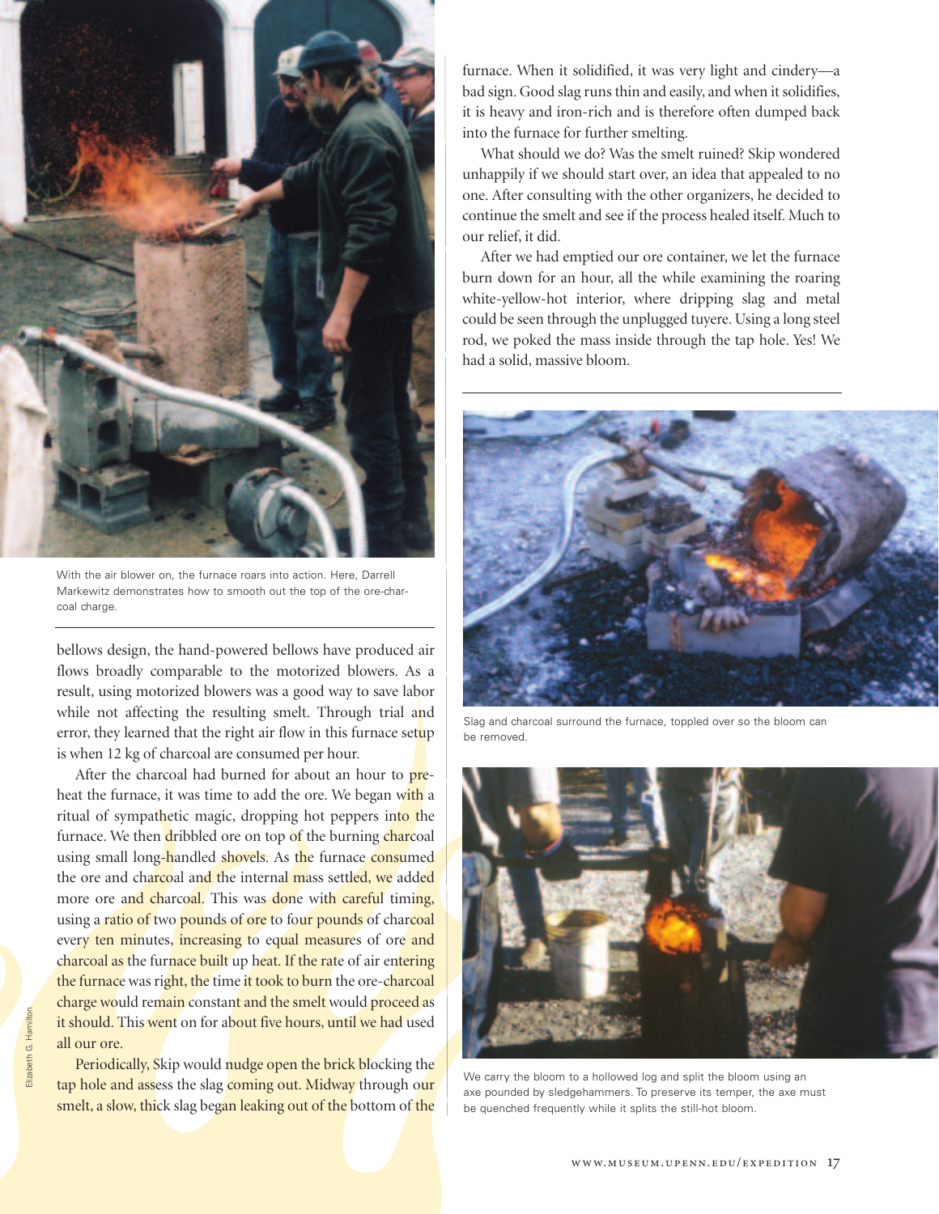With the air blower on, the furnace roars into action. Here, Darrell Markewitz demonstrates how to smooth out the top of the ore-charcoal charge.

bellows design, the hand-powered bellows have produced air flows broadly comparable to the motorized blowers. As a result, using motorized blowers was a good way to save labor while not affecting the resulting smelt. Through trial and error, they learned that the right air flow in this furnace setup is when 12 kg of charcoal are consumed per hour.

After the charcoal had burned for about an hour to preheat the furnace, it was time to add the ore. We began with a ritual of sympathetic magic, dropping hot peppers into the furnace. We then dribbled ore on top of the burning charcoal using small long-handled shovels. As the furnace consumed the ore and charcoal and the internal mass settled, we added more ore and charcoal. This was done with careful timing, using a ratio of two pounds of ore to four pounds of charcoal every ten minutes, increasing to equal measures of ore and charcoal as the furnace built up heat. If the rate of air entering the furnace was right, the time it took to burn the ore-charcoal charge would remain constant and the smelt would proceed as it should. This went on for about five hours, until we had used all our ore.

Periodically, Skip would nudge open the brick blocking the tap hole and assess the slag coming out. Midway through our smelt, a slow, thick slag began leaking out of the bottom of the furnace. When it solidified, it was very light and cindery—a bad sign. Good slag runs thin and easily, and when it solidifies, it is heavy and iron-rich and is therefore often dumped back into the furnace for further smelting.

What should we do? Was the smelt ruined? Skip wondered unhappily if we should start over, an idea that appealed to no one. After consulting with the other organizers, he decided to continue the smelt and see if the process healed itself. Much to our relief, it did.

After we had emptied our ore container, we let the furnace burn down for an hour, all the while examining the roaring white-yellow-hot interior, where dripping slag and metal could be seen through the unplugged tuyere. Using a long steel rod, we poked the mass inside through the tap hole. Yes! We had a solid, massive bloom.

Slag and charcoal surround the furnace, toppled over so the bloom can be removed.

We carry the bloom to a hollowed log and split the bloom using an axe pounded by sledgehammers. To preserve its temper, the axe must be quenched frequently while it splits the still-hot bloom.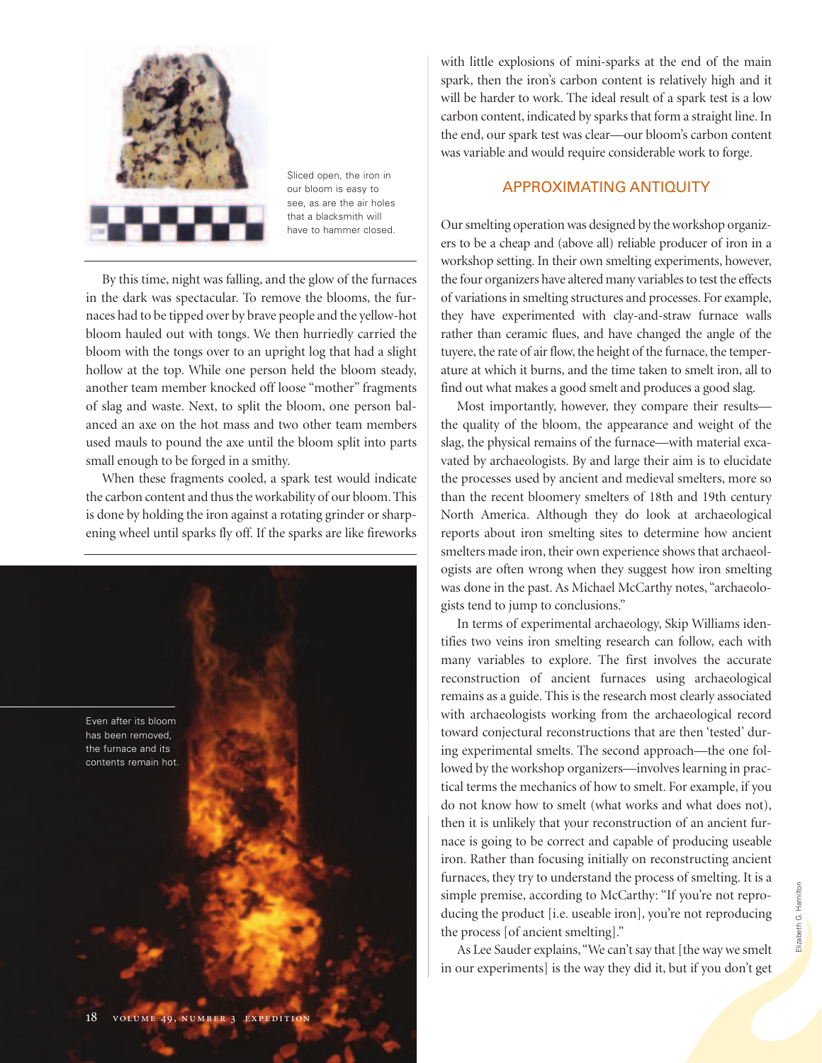Sliced open, the iron in our bloom is easy to see, as are the air holes that a blacksmith will have to hammer closed.

By this time, night was falling, and the glow of the furnaces in the dark was spectacular. To remove the blooms, the furnaces had to be tipped over by brave people and the yellow-hot bloom hauled out with tongs. We then hurriedly carried the bloom with the tongs over to an upright log that had a slight hollow at the top. While one person held the bloom steady, another team member knocked off loose "mother" fragments of slag and waste. Next, to split the bloom, one person balanced an axe on the hot mass and two other team members used mauls to pound the axe until the bloom split into parts small enough to be forged in a smithy.

When these fragments cooled, a spark test would indicate the carbon content and thus the workability of our bloom. This is done by holding the iron against a rotating grinder or sharpening wheel until sparks fly off. If the sparks are like fireworks with little explosions of mini-sparks at the end of the main spark, then the iron's carbon content is relatively high and it will be harder to work. The ideal result of a spark test is a low carbon content, indicated by sparks that form a straight line. In the end, our spark test was clear—our bloom's carbon content was variable and would require considerable work to forge.

Even after its bloom has been removed, the furnace and its contents remain hot.

## APPROXIMATING ANTIQUITY

Our smelting operation was designed by the workshop organizers to be a cheap and (above all) reliable producer of iron in a workshop setting. In their own smelting experiments, however, the four organizers have altered many variables to test the effects of variations in smelting structures and processes. For example, they have experimented with clay-and-straw furnace walls rather than ceramic flues, and have changed the angle of the tuyere, the rate of air flow, the height of the furnace, the temperature at which it burns, and the time taken to smelt iron, all to find out what makes a good smelt and produces a good slag.

Most importantly, however, they compare their results—the quality of the bloom, the appearance and weight of the slag, the physical remains of the furnace—with material excavated by archaeologists. By and large their aim is to elucidate the processes used by ancient and medieval smelters, more so than the recent bloomery smelters of 18th and 19th century North America. Although they do look at archaeological reports about iron smelting sites to determine how ancient smelters made iron, their own experience shows that archaeologists are often wrong when they suggest how iron smelting was done in the past. As Michael McCarthy notes, "archaeologists tend to jump to conclusions."

In terms of experimental archaeology, Skip Williams identifies two veins iron smelting research can follow, each with many variables to explore. The first involves the accurate reconstruction of ancient furnaces using archaeological remains as a guide. This is the research most clearly associated with archaeologists working from the archaeological record toward conjectural reconstructions that are then 'tested' during experimental smelts. The second approach—the one followed by the workshop organizers—involves learning in practical terms the mechanics of how to smelt. For example, if you do not know how to smelt (what works and what does not), then it is unlikely that your reconstruction of an ancient furnace is going to be correct and capable of producing useable iron. Rather than focusing initially on reconstructing ancient furnaces, they try to understand the process of smelting. It is a simple premise, according to McCarthy: "If you're not reproducing the product [i.e. useable iron], you're not reproducing the process [of ancient smelting]."

As Lee Sauder explains, "We can't say that [the way we smelt in our experiments] is the way they did it, but if you don't get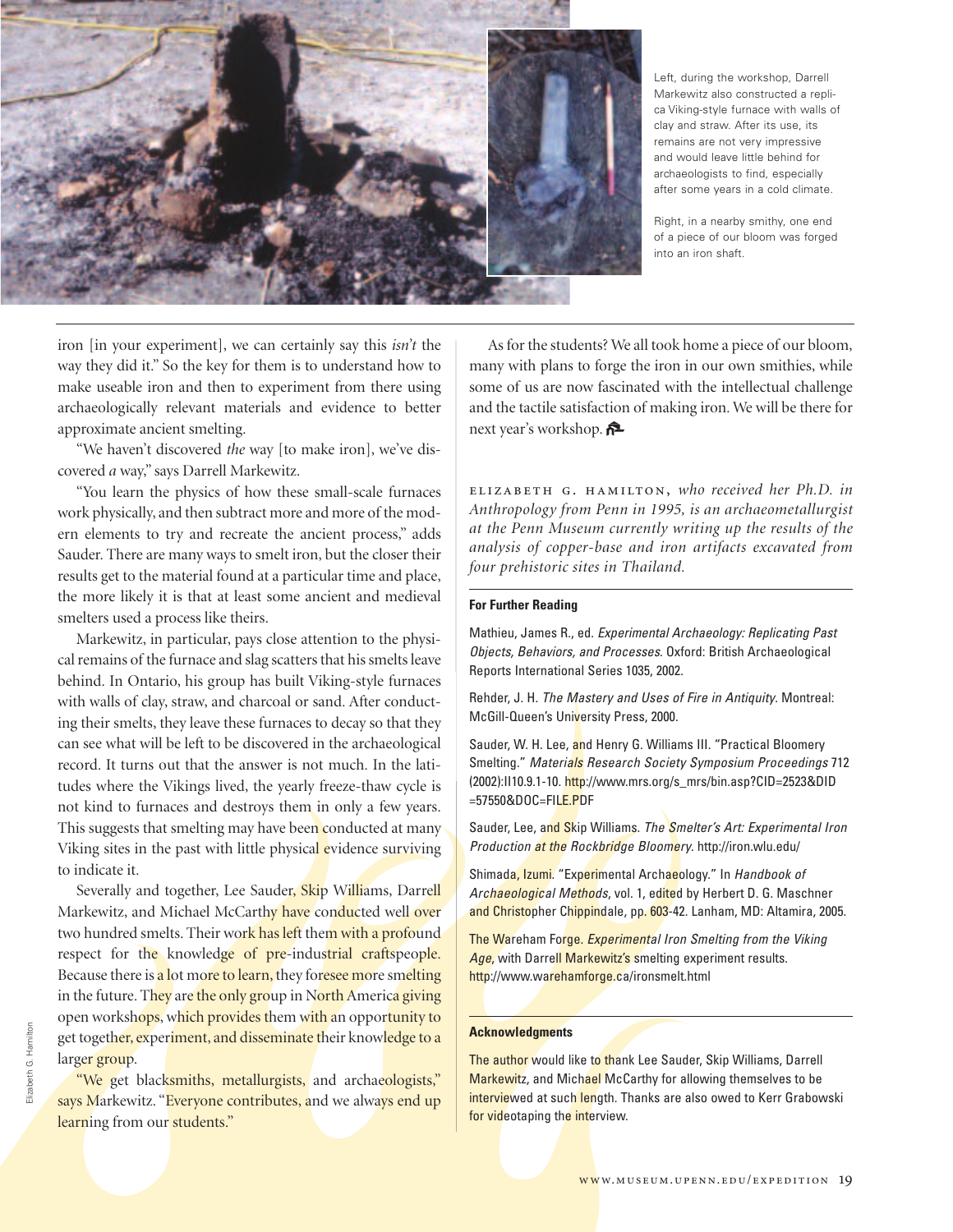Left, during the workshop, Darrell Markewitz also constructed a replica Viking-style furnace with walls of clay and straw. After its use, its remains are not very impressive and would leave little behind for archaeologists to find, especially after some years in a cold climate.

Right, in a nearby smithy, one end of a piece of our bloom was forged into an iron shaft.

iron [in your experiment], we can certainly say this *isn't* the way they did it." So the key for them is to understand how to make useable iron and then to experiment from there using archaeologically relevant materials and evidence to better approximate ancient smelting.

"We haven't discovered *the* way [to make iron], we've discovered *a* way," says Darrell Markewitz.

"You learn the physics of how these small-scale furnaces work physically, and then subtract more and more of the modern elements to try and recreate the ancient process," adds Sauder. There are many ways to smelt iron, but the closer their results get to the material found at a particular time and place, the more likely it is that at least some ancient and medieval smelters used a process like theirs.

Markewitz, in particular, pays close attention to the physical remains of the furnace and slag scatters that his smelts leave behind. In Ontario, his group has built Viking-style furnaces with walls of clay, straw, and charcoal or sand. After conducting their smelts, they leave these furnaces to decay so that they can see what will be left to be discovered in the archaeological record. It turns out that the answer is not much. In the latitudes where the Vikings lived, the yearly freeze-thaw cycle is not kind to furnaces and destroys them in only a few years. This suggests that smelting may have been conducted at many Viking sites in the past with little physical evidence surviving to indicate it.

Severally and together, Lee Sauder, Skip Williams, Darrell Markewitz, and Michael McCarthy have conducted well over two hundred smelts. Their work has left them with a profound respect for the knowledge of pre-industrial craftspeople. Because there is a lot more to learn, they foresee more smelting in the future. They are the only group in North America giving open workshops, which provides them with an opportunity to get together, experiment, and disseminate their knowledge to a larger group.

"We get blacksmiths, metallurgists, and archaeologists," says Markewitz. "Everyone contributes, and we always end up learning from our students."

As for the students? We all took home a piece of our bloom, many with plans to forge the iron in our own smithies, while some of us are now fascinated with the intellectual challenge and the tactile satisfaction of making iron. We will be there for next year's workshop.

ELIZABETH G. HAMILTON, *who received her Ph.D. in Anthropology from Penn in 1995, is an archaeometallurgist at the Penn Museum currently writing up the results of the analysis of copper-base and iron artifacts excavated from four prehistoric sites in Thailand.*

#### For Further Reading

Mathieu, James R., ed. *Experimental Archaeology: Replicating Past Objects, Behaviors, and Processes*. Oxford: British Archaeological Reports International Series 1035, 2002.

Rehder, J. H. *The Mastery and Uses of Fire in Antiquity*. Montreal: McGill-Queen's University Press, 2000.

Sauder, W. H. Lee, and Henry G. Williams III. "Practical Bloomery Smelting." *Materials Research Society Symposium Proceedings* 712 (2002):II10.9.1-10. http://www.mrs.org/s_mrs/bin.asp?CID=2523&DID=57550&DOC=FILE.PDF

Sauder, Lee, and Skip Williams. *The Smelter's Art: Experimental Iron Production at the Rockbridge Bloomery*. http://iron.wlu.edu/

Shimada, Izumi. "Experimental Archaeology." In *Handbook of Archaeological Methods*, vol. 1, edited by Herbert D. G. Maschner and Christopher Chippindale, pp. 603-42. Lanham, MD: Altamira, 2005.

The Wareham Forge. *Experimental Iron Smelting from the Viking Age*, with Darrell Markewitz's smelting experiment results. http://www.warehamforge.ca/ironsmelt.html

#### Acknowledgments

The author would like to thank Lee Sauder, Skip Williams, Darrell Markewitz, and Michael McCarthy for allowing themselves to be interviewed at such length. Thanks are also owed to Kerr Grabowski for videotaping the interview.